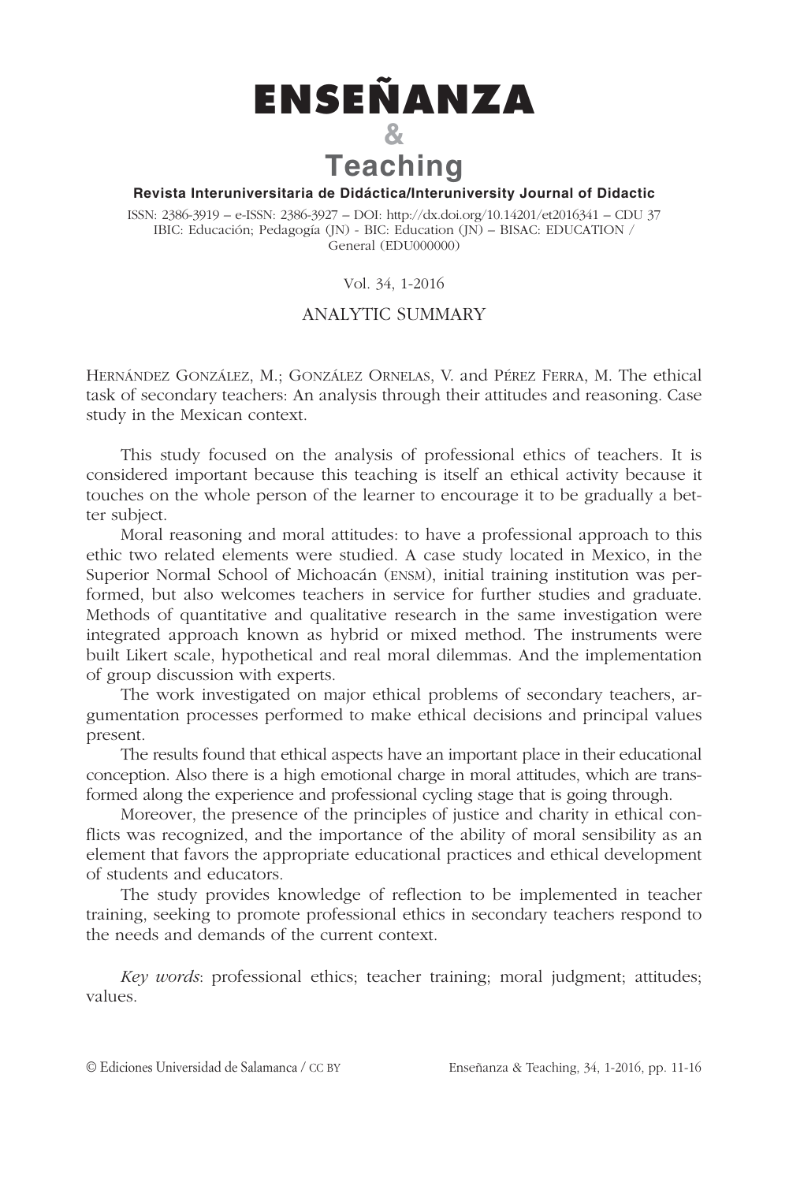# ENSEÑANZA & Teaching

**Revista Interuniversitaria de Didáctica/Interuniversity Journal of Didactic**

ISSN: 2386-3919 – e-ISSN: 2386-3927 – DOI: http://dx.doi.org/10.14201/et2016341 – CDU 37
IBIC: Educación; Pedagogía (JN) - BIC: Education (JN) – BISAC: EDUCATION / General (EDU000000)

Vol. 34, 1-2016

## ANALYTIC SUMMARY

Hernández González, M.; González Ornelas, V. and Pérez Ferra, M. The ethical task of secondary teachers: An analysis through their attitudes and reasoning. Case study in the Mexican context.

This study focused on the analysis of professional ethics of teachers. It is considered important because this teaching is itself an ethical activity because it touches on the whole person of the learner to encourage it to be gradually a better subject.

Moral reasoning and moral attitudes: to have a professional approach to this ethic two related elements were studied. A case study located in Mexico, in the Superior Normal School of Michoacán (ENSM), initial training institution was performed, but also welcomes teachers in service for further studies and graduate. Methods of quantitative and qualitative research in the same investigation were integrated approach known as hybrid or mixed method. The instruments were built Likert scale, hypothetical and real moral dilemmas. And the implementation of group discussion with experts.

The work investigated on major ethical problems of secondary teachers, argumentation processes performed to make ethical decisions and principal values present.

The results found that ethical aspects have an important place in their educational conception. Also there is a high emotional charge in moral attitudes, which are transformed along the experience and professional cycling stage that is going through.

Moreover, the presence of the principles of justice and charity in ethical conflicts was recognized, and the importance of the ability of moral sensibility as an element that favors the appropriate educational practices and ethical development of students and educators.

The study provides knowledge of reflection to be implemented in teacher training, seeking to promote professional ethics in secondary teachers respond to the needs and demands of the current context.

*Key words*: professional ethics; teacher training; moral judgment; attitudes; values.

© Ediciones Universidad de Salamanca / CC BY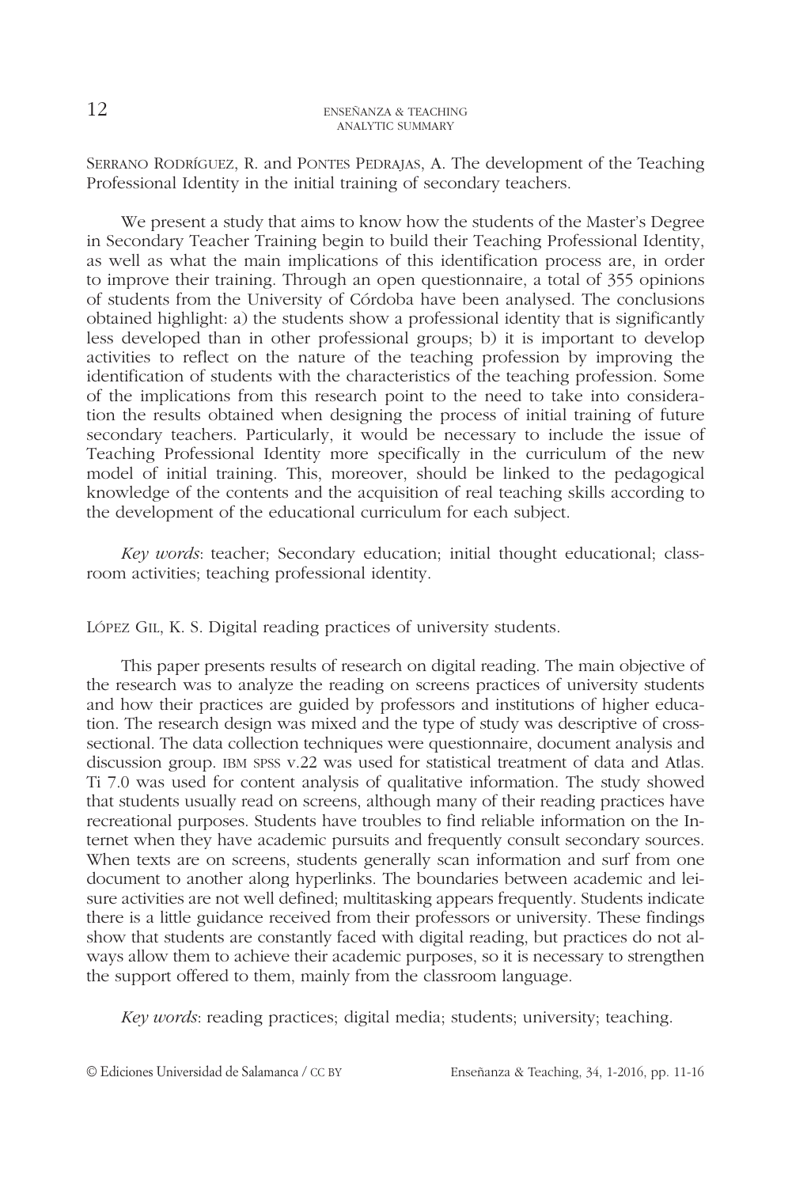SERRANO RODRÍGUEZ, R. and PONTES PEDRAJAS, A. The development of the Teaching Professional Identity in the initial training of secondary teachers.

We present a study that aims to know how the students of the Master's Degree in Secondary Teacher Training begin to build their Teaching Professional Identity, as well as what the main implications of this identification process are, in order to improve their training. Through an open questionnaire, a total of 355 opinions of students from the University of Córdoba have been analysed. The conclusions obtained highlight: a) the students show a professional identity that is significantly less developed than in other professional groups; b) it is important to develop activities to reflect on the nature of the teaching profession by improving the identification of students with the characteristics of the teaching profession. Some of the implications from this research point to the need to take into consideration the results obtained when designing the process of initial training of future secondary teachers. Particularly, it would be necessary to include the issue of Teaching Professional Identity more specifically in the curriculum of the new model of initial training. This, moreover, should be linked to the pedagogical knowledge of the contents and the acquisition of real teaching skills according to the development of the educational curriculum for each subject.

*Key words*: teacher; Secondary education; initial thought educational; classroom activities; teaching professional identity.

LÓPEZ GIL, K. S. Digital reading practices of university students.

This paper presents results of research on digital reading. The main objective of the research was to analyze the reading on screens practices of university students and how their practices are guided by professors and institutions of higher education. The research design was mixed and the type of study was descriptive of cross-sectional. The data collection techniques were questionnaire, document analysis and discussion group. IBM SPSS v.22 was used for statistical treatment of data and Atlas. Ti 7.0 was used for content analysis of qualitative information. The study showed that students usually read on screens, although many of their reading practices have recreational purposes. Students have troubles to find reliable information on the Internet when they have academic pursuits and frequently consult secondary sources. When texts are on screens, students generally scan information and surf from one document to another along hyperlinks. The boundaries between academic and leisure activities are not well defined; multitasking appears frequently. Students indicate there is a little guidance received from their professors or university. These findings show that students are constantly faced with digital reading, but practices do not always allow them to achieve their academic purposes, so it is necessary to strengthen the support offered to them, mainly from the classroom language.

*Key words*: reading practices; digital media; students; university; teaching.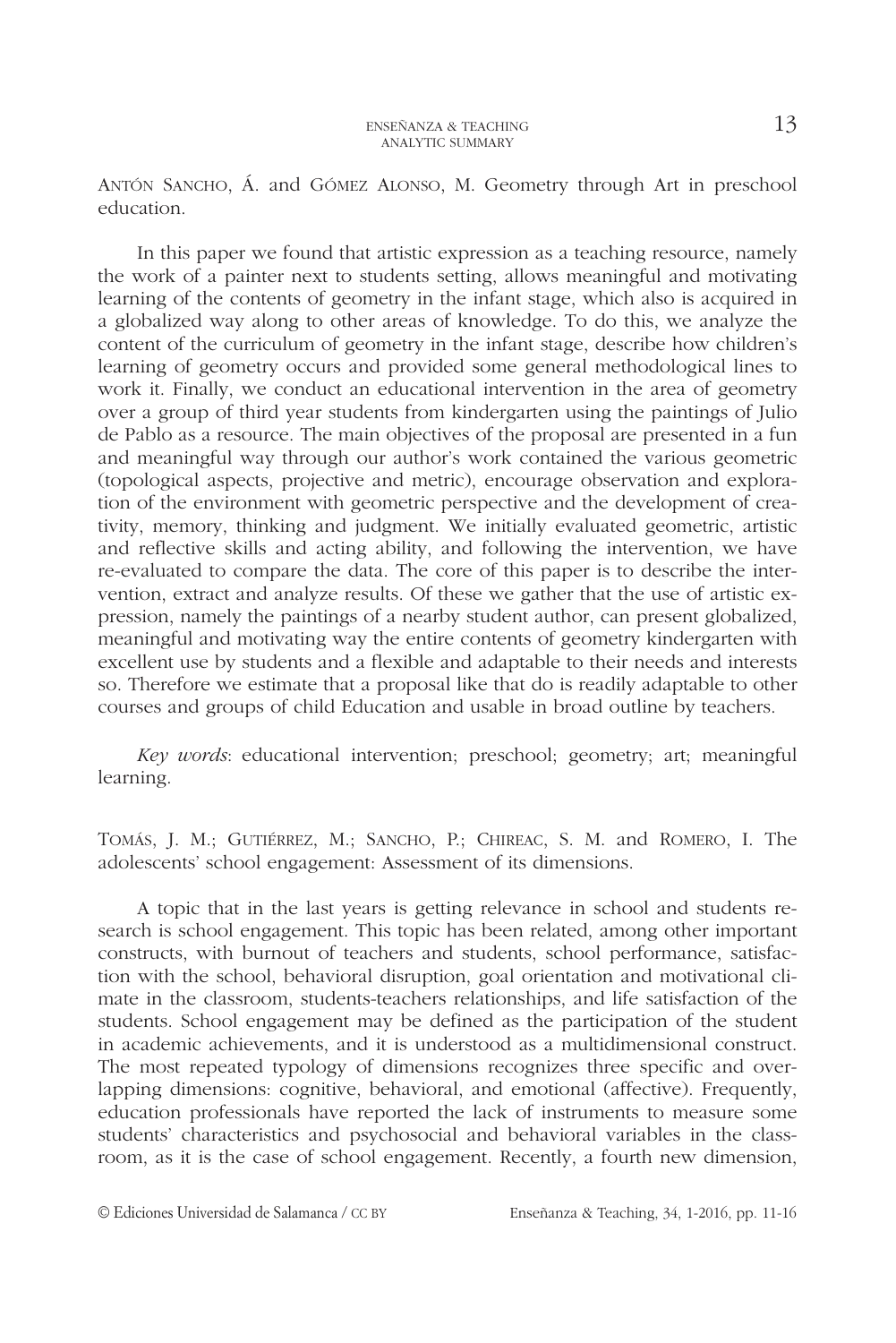Antón Sancho, Á. and Gómez Alonso, M. Geometry through Art in preschool education.

In this paper we found that artistic expression as a teaching resource, namely the work of a painter next to students setting, allows meaningful and motivating learning of the contents of geometry in the infant stage, which also is acquired in a globalized way along to other areas of knowledge. To do this, we analyze the content of the curriculum of geometry in the infant stage, describe how children's learning of geometry occurs and provided some general methodological lines to work it. Finally, we conduct an educational intervention in the area of geometry over a group of third year students from kindergarten using the paintings of Julio de Pablo as a resource. The main objectives of the proposal are presented in a fun and meaningful way through our author's work contained the various geometric (topological aspects, projective and metric), encourage observation and exploration of the environment with geometric perspective and the development of creativity, memory, thinking and judgment. We initially evaluated geometric, artistic and reflective skills and acting ability, and following the intervention, we have re-evaluated to compare the data. The core of this paper is to describe the intervention, extract and analyze results. Of these we gather that the use of artistic expression, namely the paintings of a nearby student author, can present globalized, meaningful and motivating way the entire contents of geometry kindergarten with excellent use by students and a flexible and adaptable to their needs and interests so. Therefore we estimate that a proposal like that do is readily adaptable to other courses and groups of child Education and usable in broad outline by teachers.

*Key words*: educational intervention; preschool; geometry; art; meaningful learning.

Tomás, J. M.; Gutiérrez, M.; Sancho, P.; Chireac, S. M. and Romero, I. The adolescents' school engagement: Assessment of its dimensions.

A topic that in the last years is getting relevance in school and students research is school engagement. This topic has been related, among other important constructs, with burnout of teachers and students, school performance, satisfaction with the school, behavioral disruption, goal orientation and motivational climate in the classroom, students-teachers relationships, and life satisfaction of the students. School engagement may be defined as the participation of the student in academic achievements, and it is understood as a multidimensional construct. The most repeated typology of dimensions recognizes three specific and overlapping dimensions: cognitive, behavioral, and emotional (affective). Frequently, education professionals have reported the lack of instruments to measure some students' characteristics and psychosocial and behavioral variables in the classroom, as it is the case of school engagement. Recently, a fourth new dimension,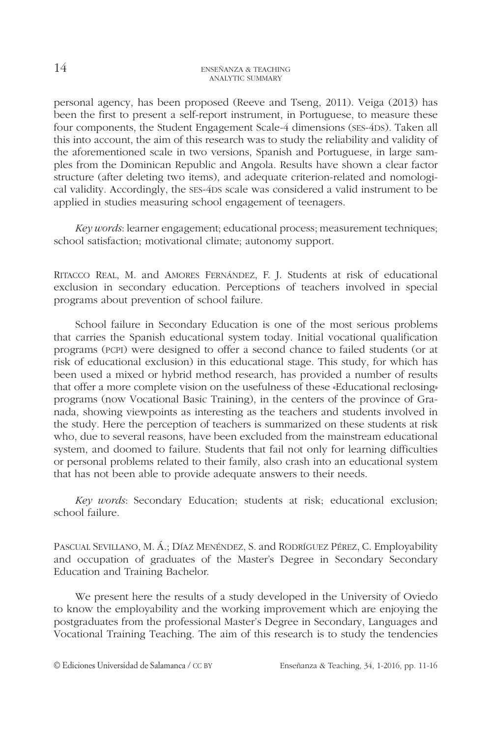personal agency, has been proposed (Reeve and Tseng, 2011). Veiga (2013) has been the first to present a self-report instrument, in Portuguese, to measure these four components, the Student Engagement Scale-4 dimensions (SES-4DS). Taken all this into account, the aim of this research was to study the reliability and validity of the aforementioned scale in two versions, Spanish and Portuguese, in large samples from the Dominican Republic and Angola. Results have shown a clear factor structure (after deleting two items), and adequate criterion-related and nomological validity. Accordingly, the SES-4DS scale was considered a valid instrument to be applied in studies measuring school engagement of teenagers.

*Key words*: learner engagement; educational process; measurement techniques; school satisfaction; motivational climate; autonomy support.

RITACCO REAL, M. and AMORES FERNÁNDEZ, F. J. Students at risk of educational exclusion in secondary education. Perceptions of teachers involved in special programs about prevention of school failure.

School failure in Secondary Education is one of the most serious problems that carries the Spanish educational system today. Initial vocational qualification programs (PCPI) were designed to offer a second chance to failed students (or at risk of educational exclusion) in this educational stage. This study, for which has been used a mixed or hybrid method research, has provided a number of results that offer a more complete vision on the usefulness of these «Educational reclosing» programs (now Vocational Basic Training), in the centers of the province of Granada, showing viewpoints as interesting as the teachers and students involved in the study. Here the perception of teachers is summarized on these students at risk who, due to several reasons, have been excluded from the mainstream educational system, and doomed to failure. Students that fail not only for learning difficulties or personal problems related to their family, also crash into an educational system that has not been able to provide adequate answers to their needs.

*Key words*: Secondary Education; students at risk; educational exclusion; school failure.

PASCUAL SEVILLANO, M. Á.; DÍAZ MENÉNDEZ, S. and RODRÍGUEZ PÉREZ, C. Employability and occupation of graduates of the Master's Degree in Secondary Secondary Education and Training Bachelor.

We present here the results of a study developed in the University of Oviedo to know the employability and the working improvement which are enjoying the postgraduates from the professional Master's Degree in Secondary, Languages and Vocational Training Teaching. The aim of this research is to study the tendencies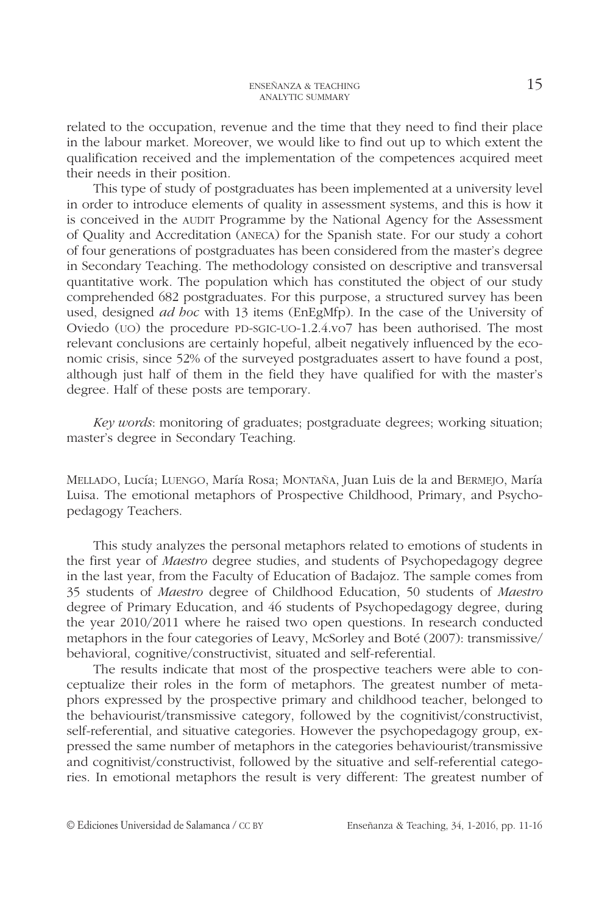related to the occupation, revenue and the time that they need to find their place in the labour market. Moreover, we would like to find out up to which extent the qualification received and the implementation of the competences acquired meet their needs in their position.

This type of study of postgraduates has been implemented at a university level in order to introduce elements of quality in assessment systems, and this is how it is conceived in the AUDIT Programme by the National Agency for the Assessment of Quality and Accreditation (ANECA) for the Spanish state. For our study a cohort of four generations of postgraduates has been considered from the master's degree in Secondary Teaching. The methodology consisted on descriptive and transversal quantitative work. The population which has constituted the object of our study comprehended 682 postgraduates. For this purpose, a structured survey has been used, designed *ad hoc* with 13 items (EnEgMfp). In the case of the University of Oviedo (UO) the procedure PD-SGIC-UO-1.2.4.vo7 has been authorised. The most relevant conclusions are certainly hopeful, albeit negatively influenced by the economic crisis, since 52% of the surveyed postgraduates assert to have found a post, although just half of them in the field they have qualified for with the master's degree. Half of these posts are temporary.

*Key words*: monitoring of graduates; postgraduate degrees; working situation; master's degree in Secondary Teaching.

MELLADO, Lucía; LUENGO, María Rosa; MONTAÑA, Juan Luis de la and BERMEJO, María Luisa. The emotional metaphors of Prospective Childhood, Primary, and Psychopedagogy Teachers.

This study analyzes the personal metaphors related to emotions of students in the first year of *Maestro* degree studies, and students of Psychopedagogy degree in the last year, from the Faculty of Education of Badajoz. The sample comes from 35 students of *Maestro* degree of Childhood Education, 50 students of *Maestro* degree of Primary Education, and 46 students of Psychopedagogy degree, during the year 2010/2011 where he raised two open questions. In research conducted metaphors in the four categories of Leavy, McSorley and Boté (2007): transmissive/behavioral, cognitive/constructivist, situated and self-referential.

The results indicate that most of the prospective teachers were able to conceptualize their roles in the form of metaphors. The greatest number of metaphors expressed by the prospective primary and childhood teacher, belonged to the behaviourist/transmissive category, followed by the cognitivist/constructivist, self-referential, and situative categories. However the psychopedagogy group, expressed the same number of metaphors in the categories behaviourist/transmissive and cognitivist/constructivist, followed by the situative and self-referential categories. In emotional metaphors the result is very different: The greatest number of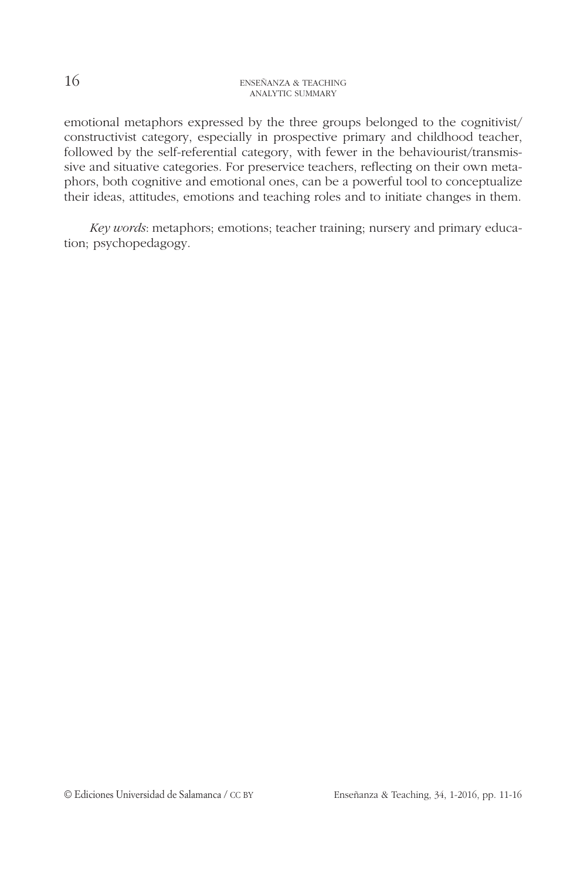emotional metaphors expressed by the three groups belonged to the cognitivist/constructivist category, especially in prospective primary and childhood teacher, followed by the self-referential category, with fewer in the behaviourist/transmissive and situative categories. For preservice teachers, reflecting on their own metaphors, both cognitive and emotional ones, can be a powerful tool to conceptualize their ideas, attitudes, emotions and teaching roles and to initiate changes in them.

*Key words*: metaphors; emotions; teacher training; nursery and primary education; psychopedagogy.